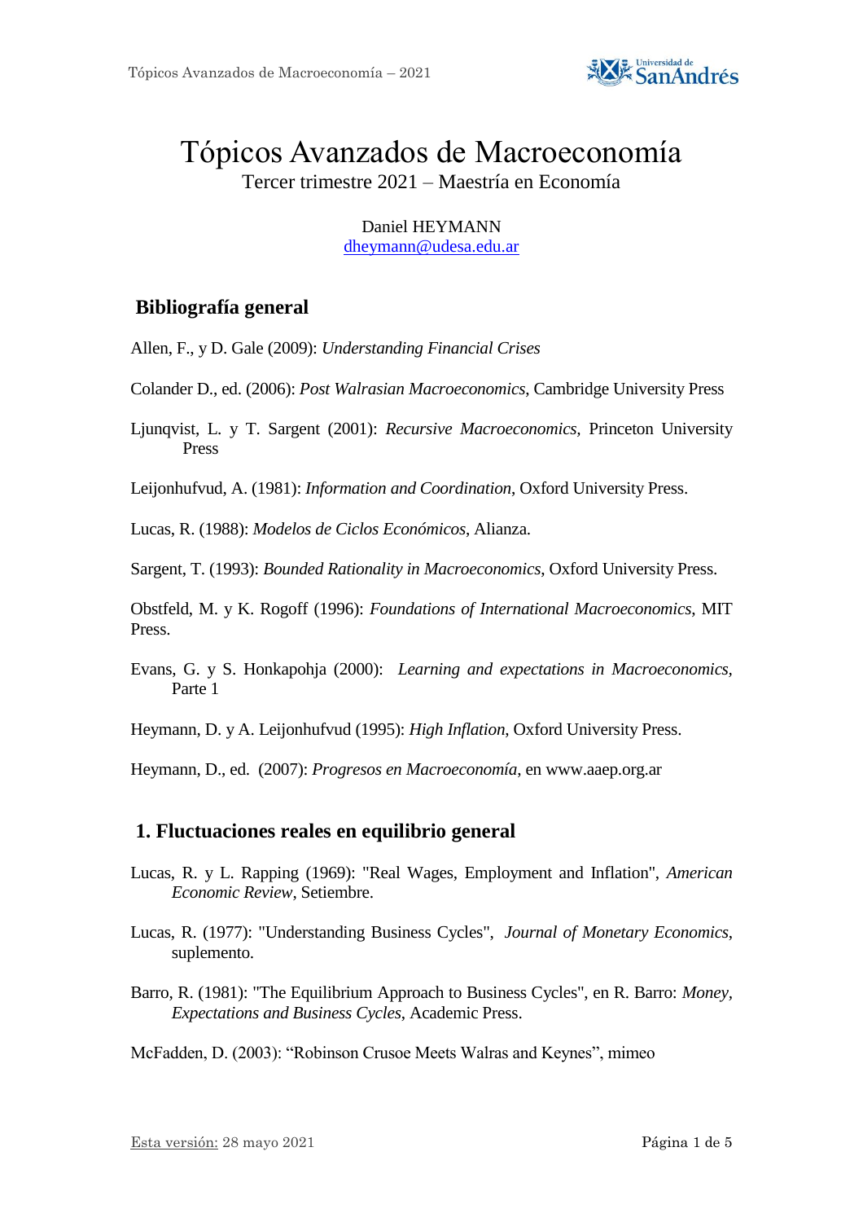# Tópicos Avanzados de Macroeconomía

Tercer trimestre 2021 – Maestría en Economía

Daniel HEYMANN
dheymann@udesa.edu.ar

## Bibliografía general

Allen, F., y D. Gale (2009): *Understanding Financial Crises*

Colander D., ed. (2006): *Post Walrasian Macroeconomics*, Cambridge University Press

Ljunqvist, L. y T. Sargent (2001): *Recursive Macroeconomics*, Princeton University Press

Leijonhufvud, A. (1981): *Information and Coordination*, Oxford University Press.

Lucas, R. (1988): *Modelos de Ciclos Económicos*, Alianza.

Sargent, T. (1993): *Bounded Rationality in Macroeconomics*, Oxford University Press.

Obstfeld, M. y K. Rogoff (1996): *Foundations of International Macroeconomics*, MIT Press.

Evans, G. y S. Honkapohja (2000): *Learning and expectations in Macroeconomics*, Parte 1

Heymann, D. y A. Leijonhufvud (1995): *High Inflation*, Oxford University Press.

Heymann, D., ed. (2007): *Progresos en Macroeconomía*, en www.aaep.org.ar

## 1. Fluctuaciones reales en equilibrio general

Lucas, R. y L. Rapping (1969): "Real Wages, Employment and Inflation", *American Economic Review*, Setiembre.

Lucas, R. (1977): "Understanding Business Cycles", *Journal of Monetary Economics*, suplemento.

Barro, R. (1981): "The Equilibrium Approach to Business Cycles", en R. Barro: *Money, Expectations and Business Cycles*, Academic Press.

McFadden, D. (2003): "Robinson Crusoe Meets Walras and Keynes", mimeo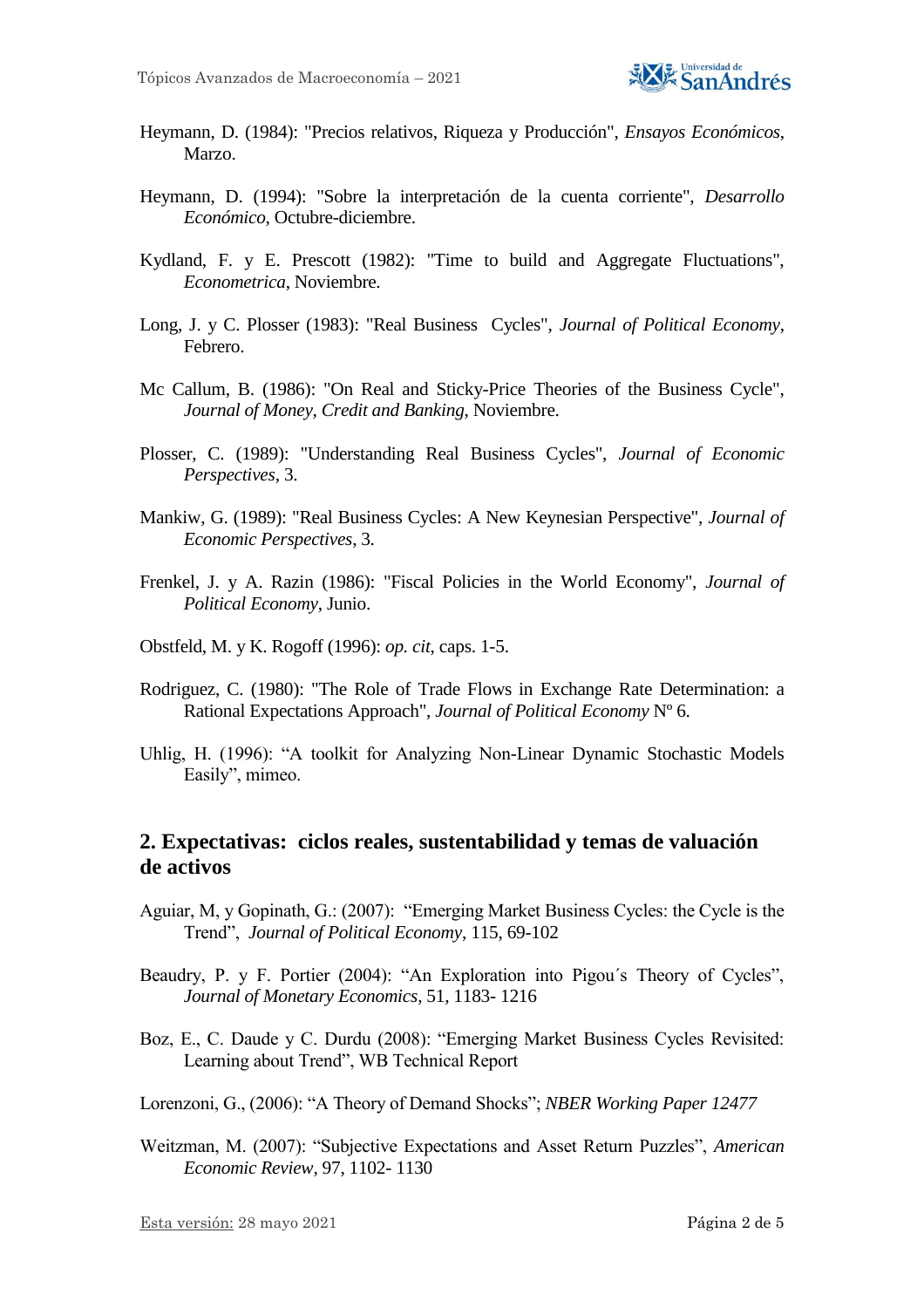Heymann, D. (1984): "Precios relativos, Riqueza y Producción", *Ensayos Económicos*, Marzo.

Heymann, D. (1994): "Sobre la interpretación de la cuenta corriente", *Desarrollo Económico*, Octubre-diciembre.

Kydland, F. y E. Prescott (1982): "Time to build and Aggregate Fluctuations", *Econometrica*, Noviembre.

Long, J. y C. Plosser (1983): "Real Business Cycles", *Journal of Political Economy*, Febrero.

Mc Callum, B. (1986): "On Real and Sticky-Price Theories of the Business Cycle", *Journal of Money, Credit and Banking*, Noviembre.

Plosser, C. (1989): "Understanding Real Business Cycles", *Journal of Economic Perspectives*, 3.

Mankiw, G. (1989): "Real Business Cycles: A New Keynesian Perspective", *Journal of Economic Perspectives*, 3.

Frenkel, J. y A. Razin (1986): "Fiscal Policies in the World Economy", *Journal of Political Economy*, Junio.

Obstfeld, M. y K. Rogoff (1996): *op. cit*, caps. 1-5.

Rodriguez, C. (1980): "The Role of Trade Flows in Exchange Rate Determination: a Rational Expectations Approach", *Journal of Political Economy* Nº 6.

Uhlig, H. (1996): "A toolkit for Analyzing Non-Linear Dynamic Stochastic Models Easily", mimeo.

## 2. Expectativas: ciclos reales, sustentabilidad y temas de valuación de activos

Aguiar, M, y Gopinath, G.: (2007): "Emerging Market Business Cycles: the Cycle is the Trend", *Journal of Political Economy*, 115, 69-102

Beaudry, P. y F. Portier (2004): "An Exploration into Pigou´s Theory of Cycles", *Journal of Monetary Economics*, 51, 1183- 1216

Boz, E., C. Daude y C. Durdu (2008): "Emerging Market Business Cycles Revisited: Learning about Trend", WB Technical Report

Lorenzoni, G., (2006): "A Theory of Demand Shocks"; *NBER Working Paper 12477*

Weitzman, M. (2007): "Subjective Expectations and Asset Return Puzzles", *American Economic Review*, 97, 1102- 1130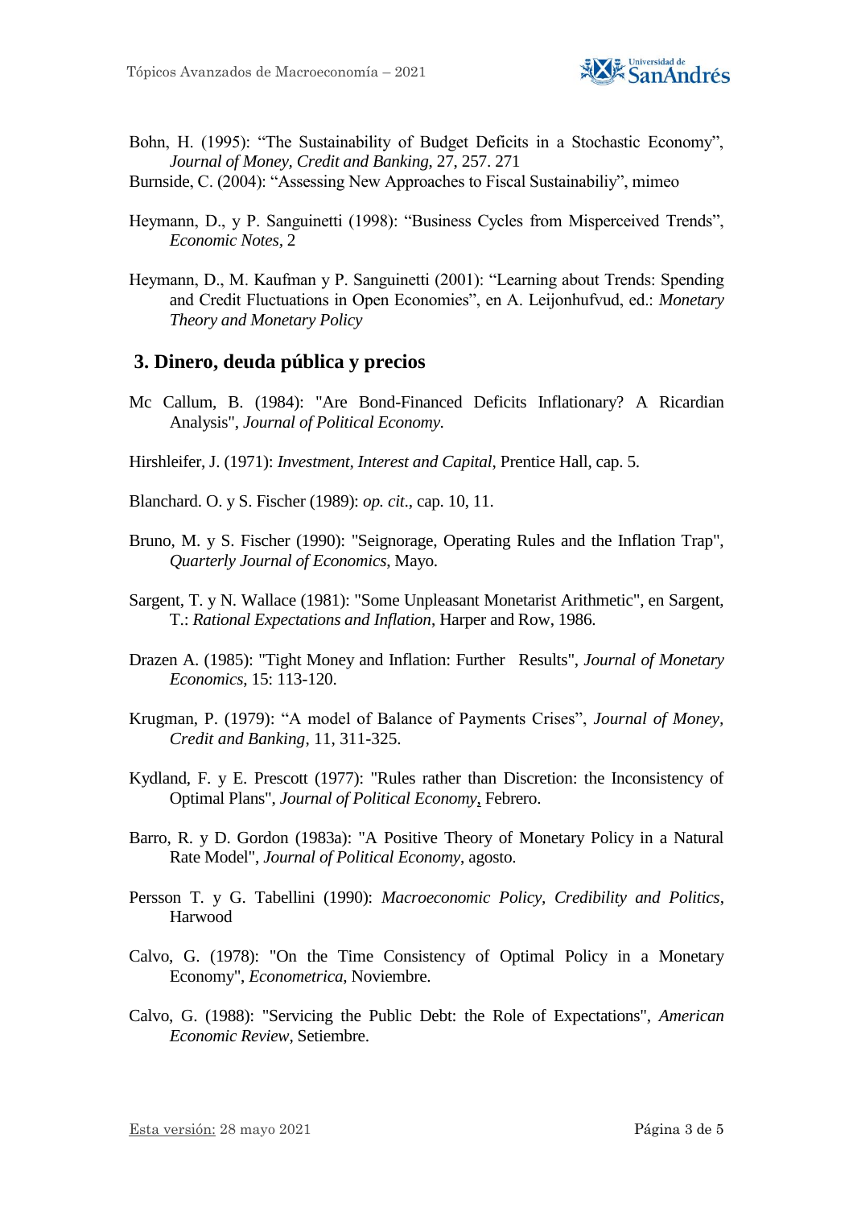Bohn, H. (1995): "The Sustainability of Budget Deficits in a Stochastic Economy", *Journal of Money, Credit and Banking*, 27, 257. 271

Burnside, C. (2004): "Assessing New Approaches to Fiscal Sustainabiliy", mimeo

Heymann, D., y P. Sanguinetti (1998): "Business Cycles from Misperceived Trends", *Economic Notes*, 2

Heymann, D., M. Kaufman y P. Sanguinetti (2001): "Learning about Trends: Spending and Credit Fluctuations in Open Economies", en A. Leijonhufvud, ed.: *Monetary Theory and Monetary Policy*

## 3. Dinero, deuda pública y precios

Mc Callum, B. (1984): "Are Bond-Financed Deficits Inflationary? A Ricardian Analysis", *Journal of Political Economy.*

Hirshleifer, J. (1971): *Investment, Interest and Capital*, Prentice Hall, cap. 5.

Blanchard. O. y S. Fischer (1989): *op. cit*., cap. 10, 11.

Bruno, M. y S. Fischer (1990): "Seignorage, Operating Rules and the Inflation Trap", *Quarterly Journal of Economics*, Mayo.

Sargent, T. y N. Wallace (1981): "Some Unpleasant Monetarist Arithmetic", en Sargent, T.: *Rational Expectations and Inflation*, Harper and Row, 1986.

Drazen A. (1985): "Tight Money and Inflation: Further Results", *Journal of Monetary Economics*, 15: 113-120.

Krugman, P. (1979): "A model of Balance of Payments Crises", *Journal of Money, Credit and Banking*, 11, 311-325.

Kydland, F. y E. Prescott (1977): "Rules rather than Discretion: the Inconsistency of Optimal Plans", *Journal of Political Economy*, Febrero.

Barro, R. y D. Gordon (1983a): "A Positive Theory of Monetary Policy in a Natural Rate Model", *Journal of Political Economy*, agosto.

Persson T. y G. Tabellini (1990): *Macroeconomic Policy, Credibility and Politics*, Harwood

Calvo, G. (1978): "On the Time Consistency of Optimal Policy in a Monetary Economy", *Econometrica*, Noviembre.

Calvo, G. (1988): "Servicing the Public Debt: the Role of Expectations", *American Economic Review*, Setiembre.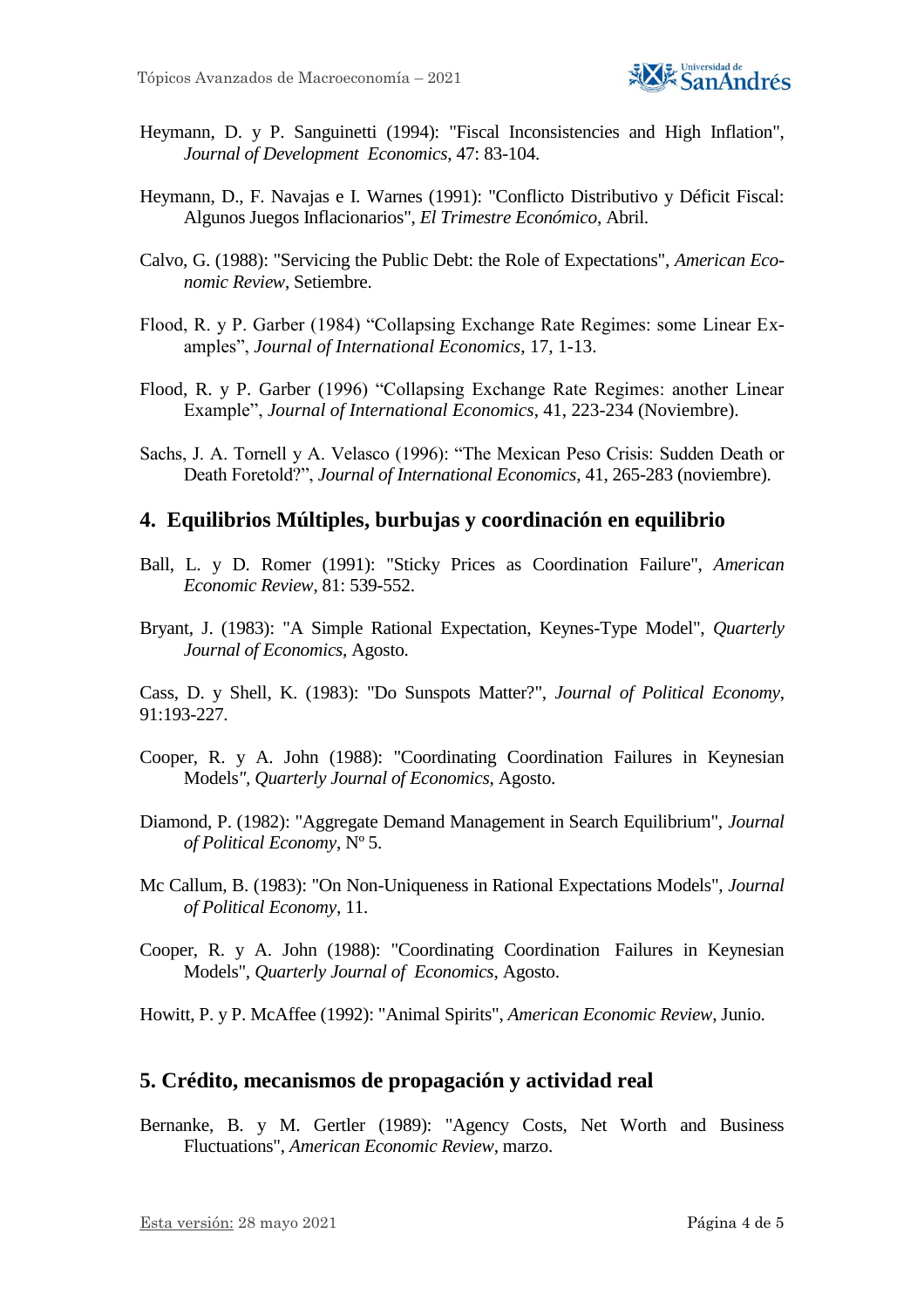Heymann, D. y P. Sanguinetti (1994): "Fiscal Inconsistencies and High Inflation", *Journal of Development Economics*, 47: 83-104.

Heymann, D., F. Navajas e I. Warnes (1991): "Conflicto Distributivo y Déficit Fiscal: Algunos Juegos Inflacionarios", *El Trimestre Económico*, Abril.

Calvo, G. (1988): "Servicing the Public Debt: the Role of Expectations", *American Economic Review*, Setiembre.

Flood, R. y P. Garber (1984) "Collapsing Exchange Rate Regimes: some Linear Examples", *Journal of International Economics*, 17, 1-13.

Flood, R. y P. Garber (1996) "Collapsing Exchange Rate Regimes: another Linear Example", *Journal of International Economics*, 41, 223-234 (Noviembre).

Sachs, J. A. Tornell y A. Velasco (1996): "The Mexican Peso Crisis: Sudden Death or Death Foretold?", *Journal of International Economics*, 41, 265-283 (noviembre).

## 4. Equilibrios Múltiples, burbujas y coordinación en equilibrio

Ball, L. y D. Romer (1991): "Sticky Prices as Coordination Failure", *American Economic Review*, 81: 539-552.

Bryant, J. (1983): "A Simple Rational Expectation, Keynes-Type Model", *Quarterly Journal of Economics*, Agosto.

Cass, D. y Shell, K. (1983): "Do Sunspots Matter?", *Journal of Political Economy*, 91:193-227.

Cooper, R. y A. John (1988): "Coordinating Coordination Failures in Keynesian Models", *Quarterly Journal of Economics*, Agosto.

Diamond, P. (1982): "Aggregate Demand Management in Search Equilibrium", *Journal of Political Economy*, Nº 5.

Mc Callum, B. (1983): "On Non-Uniqueness in Rational Expectations Models", *Journal of Political Economy*, 11.

Cooper, R. y A. John (1988): "Coordinating Coordination Failures in Keynesian Models", *Quarterly Journal of Economics*, Agosto.

Howitt, P. y P. McAffee (1992): "Animal Spirits", *American Economic Review*, Junio.

## 5. Crédito, mecanismos de propagación y actividad real

Bernanke, B. y M. Gertler (1989): "Agency Costs, Net Worth and Business Fluctuations", *American Economic Review*, marzo.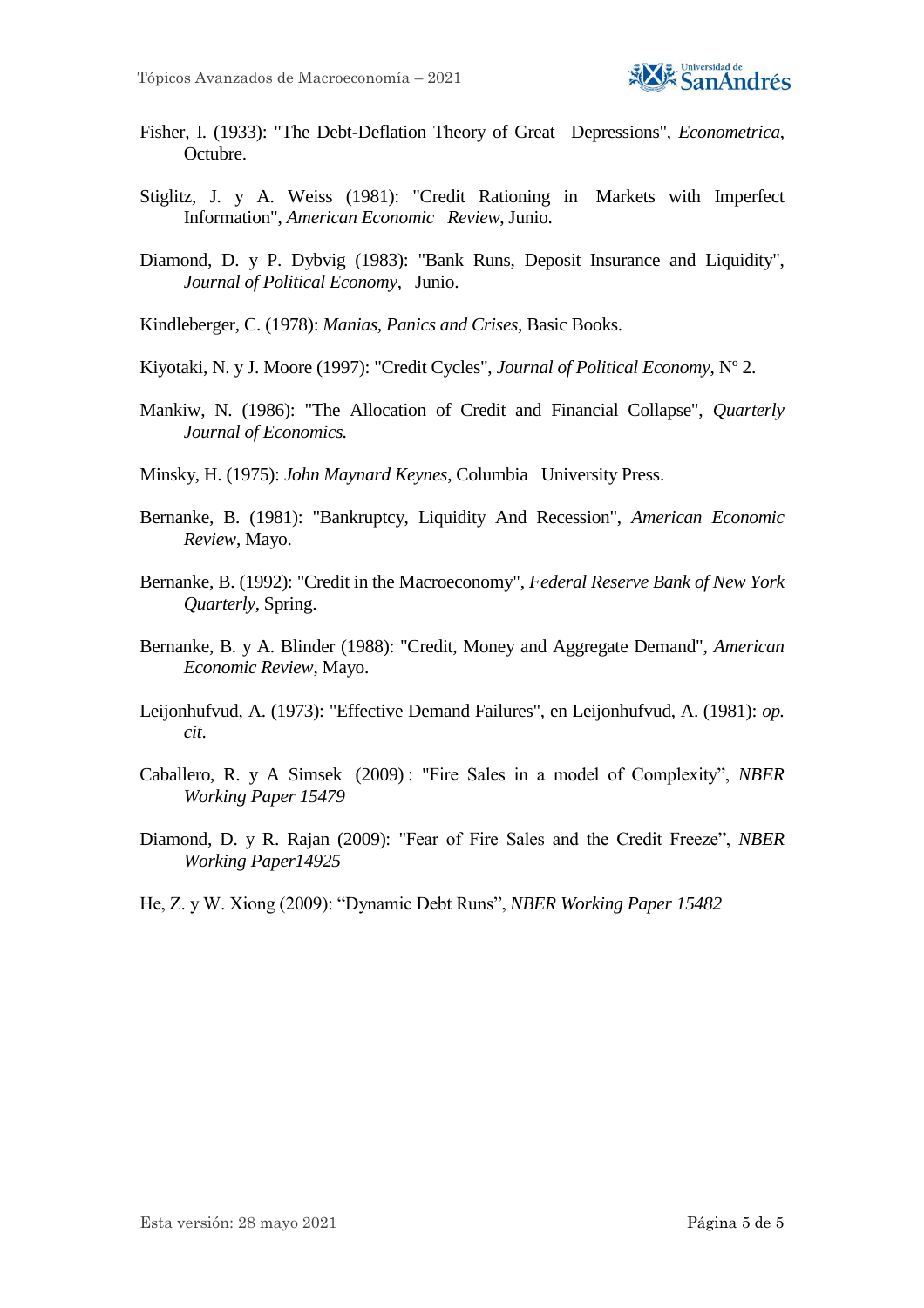Fisher, I. (1933): "The Debt-Deflation Theory of Great Depressions", *Econometrica*, Octubre.

Stiglitz, J. y A. Weiss (1981): "Credit Rationing in Markets with Imperfect Information", *American Economic Review*, Junio.

Diamond, D. y P. Dybvig (1983): "Bank Runs, Deposit Insurance and Liquidity", *Journal of Political Economy*, Junio.

Kindleberger, C. (1978): *Manias, Panics and Crises*, Basic Books.

Kiyotaki, N. y J. Moore (1997): "Credit Cycles", *Journal of Political Economy*, Nº 2.

Mankiw, N. (1986): "The Allocation of Credit and Financial Collapse", *Quarterly Journal of Economics.*

Minsky, H. (1975): *John Maynard Keynes*, Columbia University Press.

Bernanke, B. (1981): "Bankruptcy, Liquidity And Recession", *American Economic Review*, Mayo.

Bernanke, B. (1992): "Credit in the Macroeconomy", *Federal Reserve Bank of New York Quarterly*, Spring.

Bernanke, B. y A. Blinder (1988): "Credit, Money and Aggregate Demand", *American Economic Review*, Mayo.

Leijonhufvud, A. (1973): "Effective Demand Failures", en Leijonhufvud, A. (1981): *op. cit*.

Caballero, R. y A Simsek (2009) : "Fire Sales in a model of Complexity", *NBER Working Paper 15479*

Diamond, D. y R. Rajan (2009): "Fear of Fire Sales and the Credit Freeze", *NBER Working Paper14925*

He, Z. y W. Xiong (2009): "Dynamic Debt Runs", *NBER Working Paper 15482*